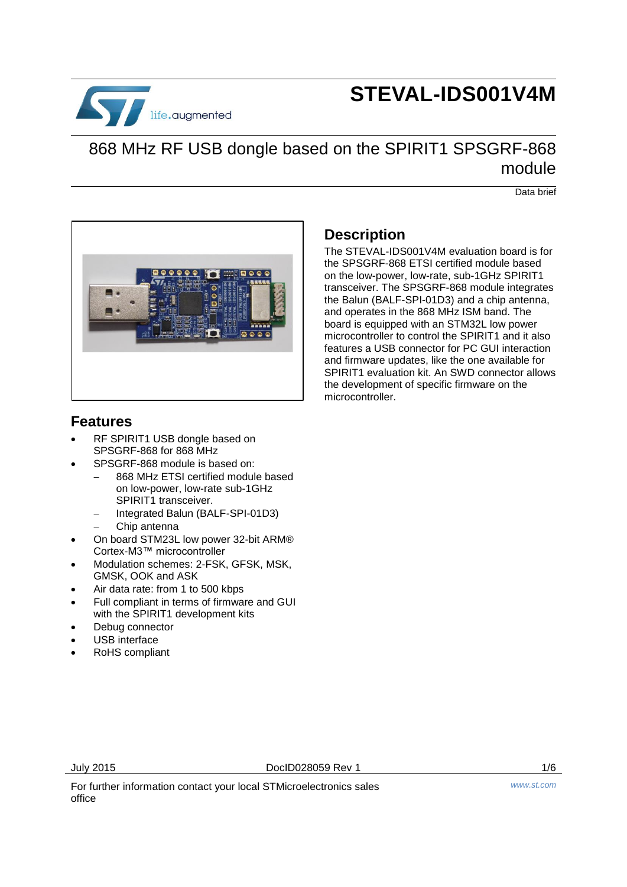# STEVAL-IDS001V4M

## 868 MHz RF USB dongle based on the SPIRIT1 SPSGRF-868 module

Data brief

## Features

- RF SPIRIT1 USB dongle based on SPSGRF-868 for 868 MHz
- SPSGRF-868 module is based on:
  - 868 MHz ETSI certified module based on low-power, low-rate sub-1GHz SPIRIT1 transceiver.
  - Integrated Balun (BALF-SPI-01D3)
  - Chip antenna
- On board STM23L low power 32-bit ARM® Cortex-M3™ microcontroller
- Modulation schemes: 2-FSK, GFSK, MSK, GMSK, OOK and ASK
- Air data rate: from 1 to 500 kbps
- Full compliant in terms of firmware and GUI with the SPIRIT1 development kits
- Debug connector
- USB interface
- RoHS compliant

## Description

The STEVAL-IDS001V4M evaluation board is for the SPSGRF-868 ETSI certified module based on the low-power, low-rate, sub-1GHz SPIRIT1 transceiver. The SPSGRF-868 module integrates the Balun (BALF-SPI-01D3) and a chip antenna, and operates in the 868 MHz ISM band. The board is equipped with an STM32L low power microcontroller to control the SPIRIT1 and it also features a USB connector for PC GUI interaction and firmware updates, like the one available for SPIRIT1 evaluation kit. An SWD connector allows the development of specific firmware on the microcontroller.

July 2015 DocID028059 Rev 1

For further information contact your local STMicroelectronics sales office

www.st.com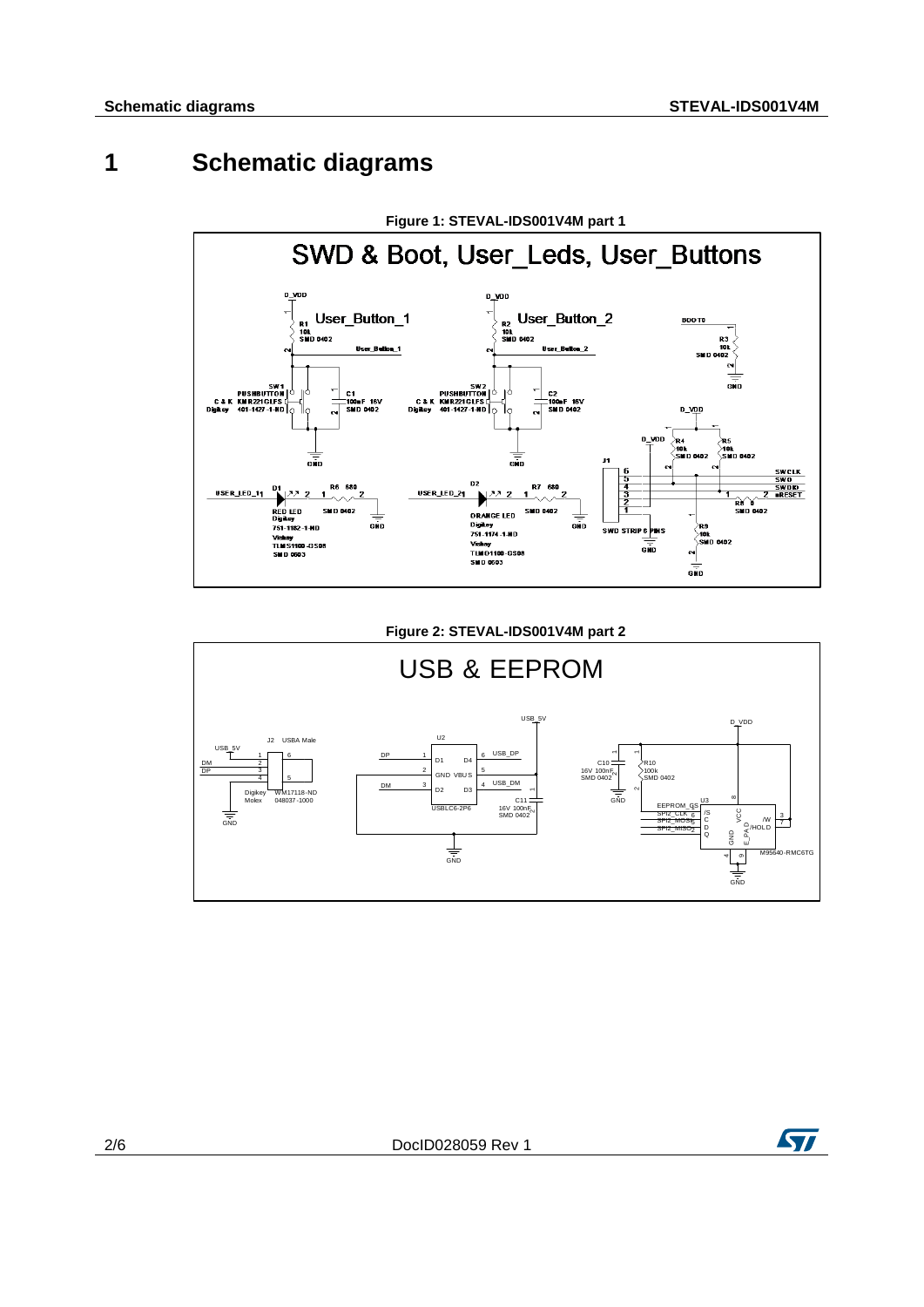# 1 Schematic diagrams

**Figure 1: STEVAL-IDS001V4M part 1**

**Figure 2: STEVAL-IDS001V4M part 2**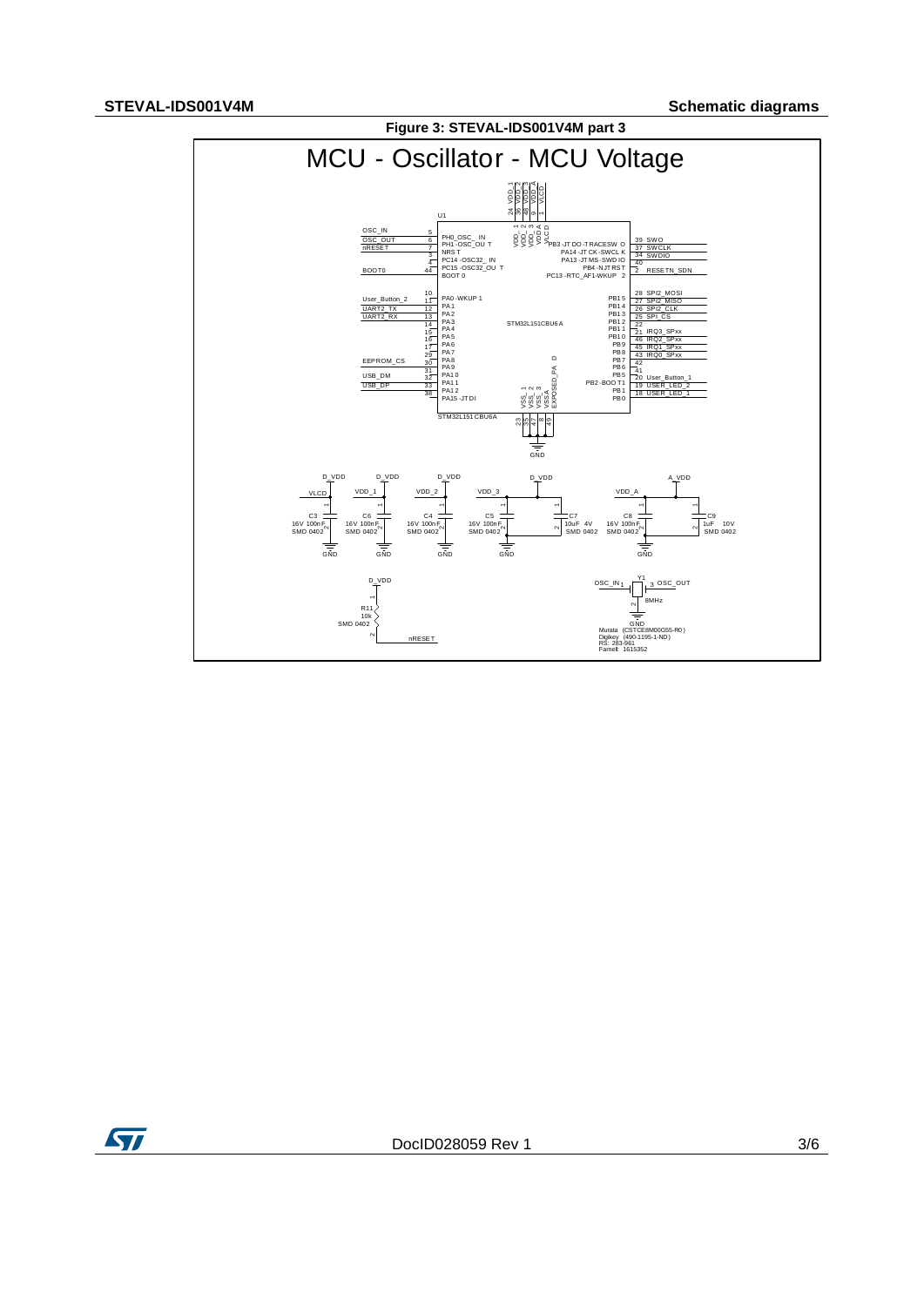**Figure 3: STEVAL-IDS001V4M part 3**

MCU - Oscillator - MCU Voltage

U1 STM32L151CBU6A

| Signal | Pin | Function |
|---|---|---|
| OSC_IN | 5 | PH0_OSC_IN |
| OSC_OUT | 6 | PH1-OSC_OUT |
| nRESET | 7 | NRST |
| | 3 | PC14-OSC32_IN |
| | 4 | PC15-OSC32_OUT |
| BOOT0 | 44 | BOOT0 |
| | 10 | PA0-WKUP1 |
| User_Button_2 | 11 | PA1 |
| UART2_TX | 12 | PA2 |
| UART2_RX | 13 | PA3 |
| | 14 | PA4 |
| | 15 | PA5 |
| | 16 | PA6 |
| | 17 | PA7 |
| | 29 | PA8 |
| EEPROM_CS | 30 | PA9 |
| | 31 | PA10 |
| USB_DM | 32 | PA11 |
| USB_DP | 33 | PA12 |
| | 38 | PA15-JTDI |

| Function | Pin | Signal |
|---|---|---|
| PB3-JTDO-TRACESWO | 39 | SWO |
| PA14-JTCK-SWCLK | 37 | SWCLK |
| PA13-JTMS-SWDIO | 34 | SWDIO |
| PB4-NJTRST | 40 | |
| PC13-RTC_AF1-WKUP2 | 2 | RESETN_SDN |
| PB15 | 28 | SPI2_MOSI |
| PB14 | 27 | SPI2_MISO |
| PB13 | 26 | SPI2_CLK |
| PB12 | 25 | SPI_CS |
| PB11 | 22 | |
| PB10 | 21 | IRQ3_SPxx |
| PB9 | 46 | IRQ2_SPxx |
| PB8 | 45 | IRQ1_SPxx |
| PB7 | 43 | IRQ0_SPxx |
| PB6 | 42 | |
| PB5 | 41 | |
| PB2-BOOT1 | 20 | User_Button_1 |
| PB1 | 19 | USER_LED_2 |
| PB0 | 18 | USER_LED_1 |

Power pins: VDD_1 (24), VDD_2 (36), VDD_3 (48), VDDA (9), VLCD (1)

Ground pins: VSS_1 (23), VSS_2 (35), VSS_3 (47), VSSA (8), EXPOSED_PAD (49) — GND

Decoupling capacitors:

- C3: 16V 100nF SMD 0402 (D_VDD, VLCD – GND)
- C6: 16V 100nF SMD 0402 (D_VDD, VDD_1 – GND)
- C4: 16V 100nF SMD 0402 (D_VDD, VDD_2 – GND)
- C5: 16V 100nF SMD 0402 (D_VDD, VDD_3 – GND)
- C7: 10uF 4V SMD 0402 (D_VDD, VDD_3 – GND)
- C8: 16V 100nF SMD 0402 (A_VDD, VDD_A – GND)
- C9: 1uF 10V SMD 0402 (A_VDD, VDD_A – GND)

R11: 10k SMD 0402 (D_VDD – nRESET)

Y1: 8MHz (OSC_IN pin 1, OSC_OUT pin 3, GND pin 2)
Murata (CSTCE8M00G55-R0)
Digikey (490-1195-1-ND)
RS: 283-961
Farnell: 1615352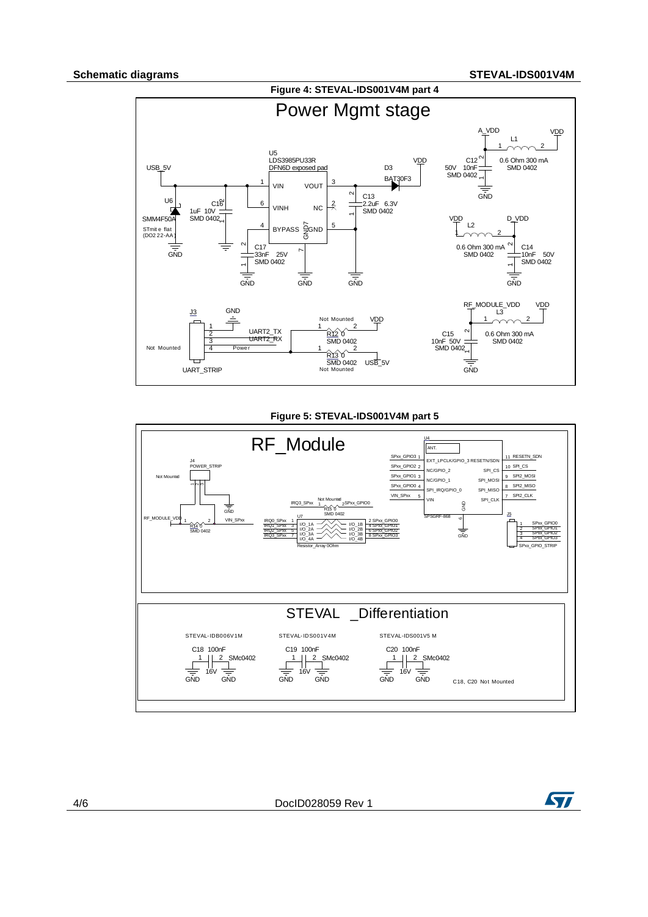Figure 4: STEVAL-IDS001V4M part 4

Power Mgmt stage

U5 LDS3985PU33R DFN6D exposed pad

USB_5V, VIN, VINH, BYPASS, VOUT, NC, GND

U6 SMM4F50A STmite flat (DO222-AA)

C16 1uF 10V SMD 0402

C17 33nF 25V SMD 0402

C13 2.2uF 6.3V SMD 0402

D3 BAT30F3

VDD, A_VDD, D_VDD, RF_MODULE_VDD

L1 0.6 Ohm 300 mA SMD 0402

C12 50V 10nF SMD 0402

L2 0.6 Ohm 300 mA SMD 0402

C14 10nF 50V SMD 0402

L3 0.6 Ohm 300 mA SMD 0402

C15 10nF 50V SMD 0402

J3 UART_STRIP, Not Mounted: GND, UART2_TX, UART2_RX, Power

R12 0 SMD 0402 Not Mounted (VDD)

R13 0 SMD 0402 Not Mounted (USB_5V)

Figure 5: STEVAL-IDS001V4M part 5

RF_Module

U4 SPSGRF-868: ANT., EXT_LPCLK/GPIO_3, NC/GPIO_2, NC/GPIO_1, SPI_IRQ/GPIO_0, VIN, GND, RESETN/SDN, SPI_CS, SPI_MOSI, SPI_MISO, SPI_CLK

SPxx_GPIO3, SPxx_GPIO2, SPxx_GPIO1, SPxx_GPIO0, VIN_SPxx, RESETN_SDN, SPI_CS, SPI2_MOSI, SPI2_MISO, SPI2_CLK

J4 POWER_STRIP, Not Mounted

R14 0 SMD 0402 (RF_MODULE_VDD, VIN_SPxx)

R15 0 SMD 0402 Not Mounted (IRQ3_SPxx, SPxx_GPIO0)

U7 Resistor_Array 0Ohm: IRQ0_SPxx, IRQ1_SPxx, IRQ2_SPxx, IRQ3_SPxx, SPxx_GPIO0, SPxx_GPIO1, SPxx_GPIO2, SPxx_GPIO3

J5 SPxx_GPIO_STRIP: SPxx_GPIO0, SPxx_GPIO1, SPxx_GPIO2, SPxx_GPIO3

STEVAL _Differentiation

| STEVAL-IDB006V1M | STEVAL-IDS001V4M | STEVAL-IDS001V5 M |
|---|---|---|
| C18 100nF 16V SMc0402 | C19 100nF 16V SMc0402 | C20 100nF 16V SMc0402 |

C18, C20 Not Mounted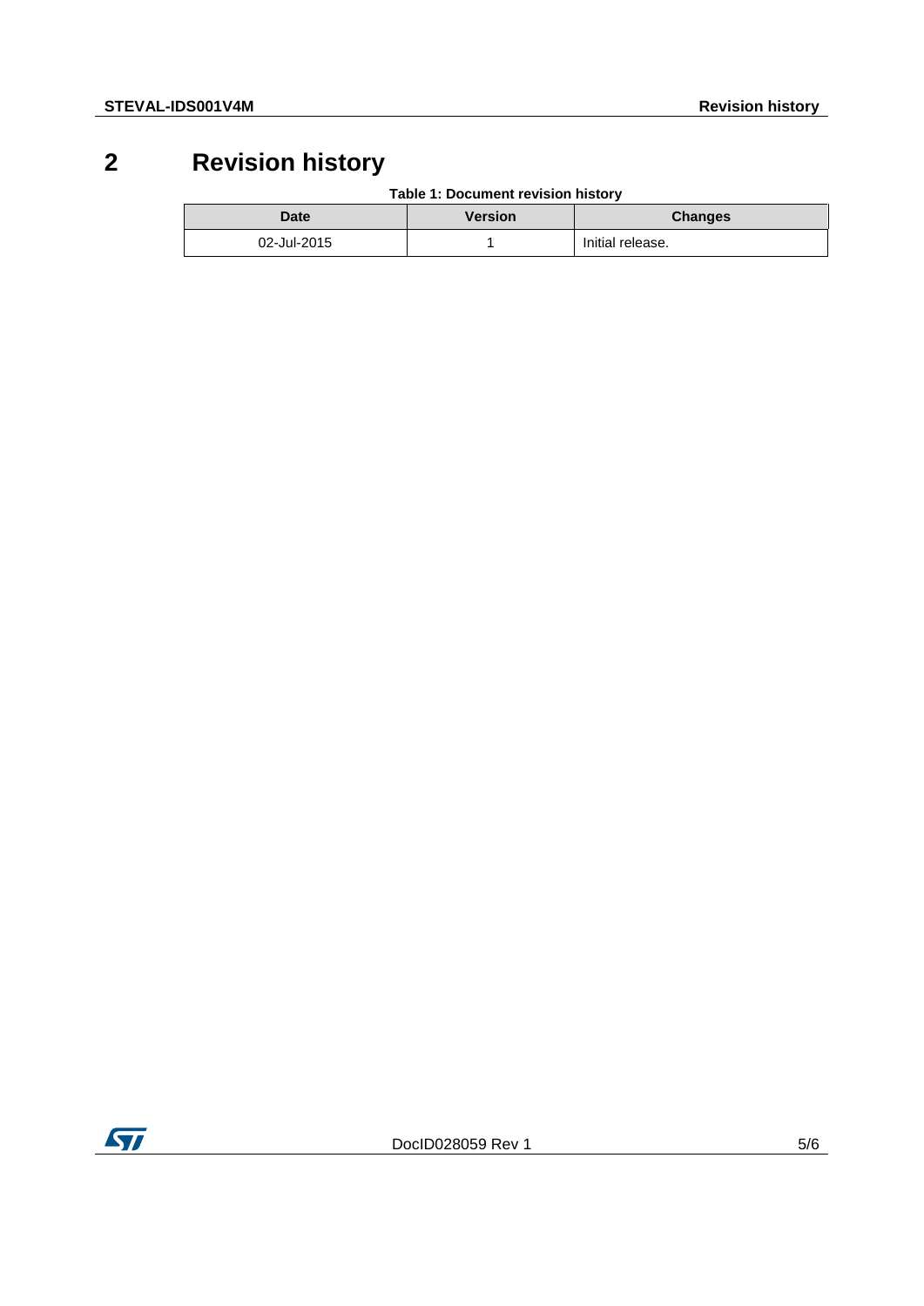# 2 Revision history

**Table 1: Document revision history**

| Date | Version | Changes |
|---|---|---|
| 02-Jul-2015 | 1 | Initial release. |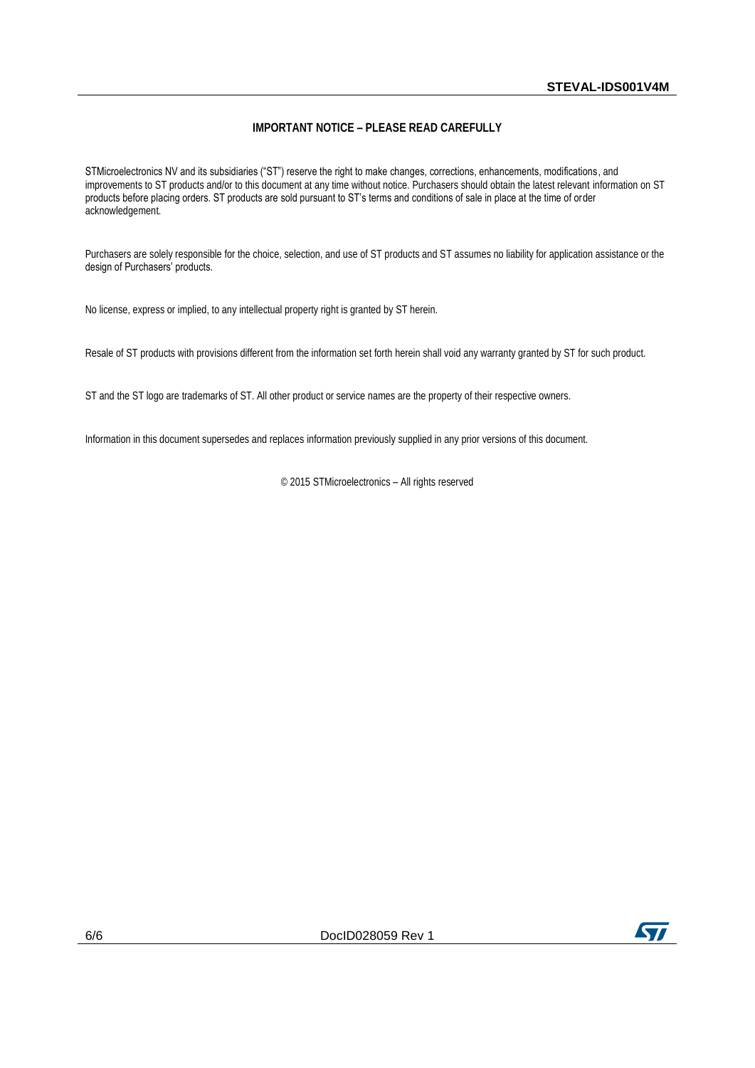**IMPORTANT NOTICE – PLEASE READ CAREFULLY**

STMicroelectronics NV and its subsidiaries ("ST") reserve the right to make changes, corrections, enhancements, modifications, and improvements to ST products and/or to this document at any time without notice. Purchasers should obtain the latest relevant information on ST products before placing orders. ST products are sold pursuant to ST's terms and conditions of sale in place at the time of order acknowledgement.

Purchasers are solely responsible for the choice, selection, and use of ST products and ST assumes no liability for application assistance or the design of Purchasers' products.

No license, express or implied, to any intellectual property right is granted by ST herein.

Resale of ST products with provisions different from the information set forth herein shall void any warranty granted by ST for such product.

ST and the ST logo are trademarks of ST. All other product or service names are the property of their respective owners.

Information in this document supersedes and replaces information previously supplied in any prior versions of this document.

© 2015 STMicroelectronics – All rights reserved